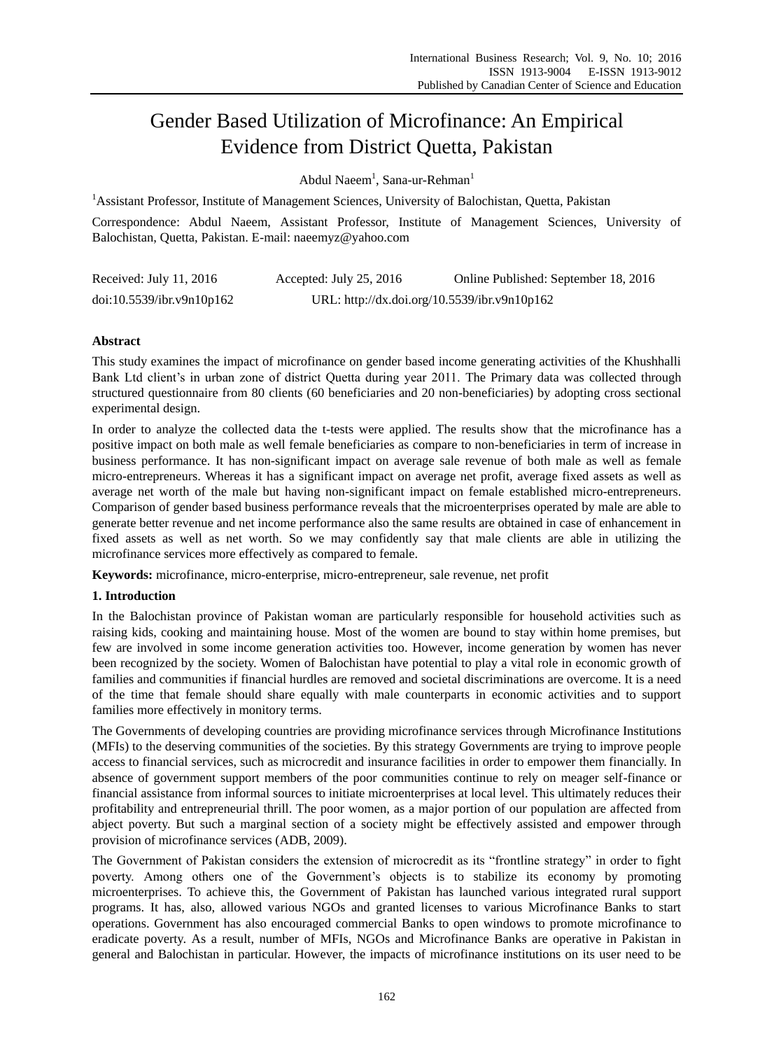# Gender Based Utilization of Microfinance: An Empirical Evidence from District Quetta, Pakistan

Abdul Naeem[1], Sana-ur-Rehman[1]

[1]Assistant Professor, Institute of Management Sciences, University of Balochistan, Quetta, Pakistan

Correspondence: Abdul Naeem, Assistant Professor, Institute of Management Sciences, University of Balochistan, Quetta, Pakistan. E-mail: naeemyz@yahoo.com

Received: July 11, 2016 Accepted: July 25, 2016 Online Published: September 18, 2016

doi:10.5539/ibr.v9n10p162 URL: http://dx.doi.org/10.5539/ibr.v9n10p162

## Abstract

This study examines the impact of microfinance on gender based income generating activities of the Khushhalli Bank Ltd client's in urban zone of district Quetta during year 2011. The Primary data was collected through structured questionnaire from 80 clients (60 beneficiaries and 20 non-beneficiaries) by adopting cross sectional experimental design.

In order to analyze the collected data the t-tests were applied. The results show that the microfinance has a positive impact on both male as well female beneficiaries as compare to non-beneficiaries in term of increase in business performance. It has non-significant impact on average sale revenue of both male as well as female micro-entrepreneurs. Whereas it has a significant impact on average net profit, average fixed assets as well as average net worth of the male but having non-significant impact on female established micro-entrepreneurs. Comparison of gender based business performance reveals that the microenterprises operated by male are able to generate better revenue and net income performance also the same results are obtained in case of enhancement in fixed assets as well as net worth. So we may confidently say that male clients are able in utilizing the microfinance services more effectively as compared to female.

**Keywords:** microfinance, micro-enterprise, micro-entrepreneur, sale revenue, net profit

## 1. Introduction

In the Balochistan province of Pakistan woman are particularly responsible for household activities such as raising kids, cooking and maintaining house. Most of the women are bound to stay within home premises, but few are involved in some income generation activities too. However, income generation by women has never been recognized by the society. Women of Balochistan have potential to play a vital role in economic growth of families and communities if financial hurdles are removed and societal discriminations are overcome. It is a need of the time that female should share equally with male counterparts in economic activities and to support families more effectively in monitory terms.

The Governments of developing countries are providing microfinance services through Microfinance Institutions (MFIs) to the deserving communities of the societies. By this strategy Governments are trying to improve people access to financial services, such as microcredit and insurance facilities in order to empower them financially. In absence of government support members of the poor communities continue to rely on meager self-finance or financial assistance from informal sources to initiate microenterprises at local level. This ultimately reduces their profitability and entrepreneurial thrill. The poor women, as a major portion of our population are affected from abject poverty. But such a marginal section of a society might be effectively assisted and empower through provision of microfinance services (ADB, 2009).

The Government of Pakistan considers the extension of microcredit as its "frontline strategy" in order to fight poverty. Among others one of the Government's objects is to stabilize its economy by promoting microenterprises. To achieve this, the Government of Pakistan has launched various integrated rural support programs. It has, also, allowed various NGOs and granted licenses to various Microfinance Banks to start operations. Government has also encouraged commercial Banks to open windows to promote microfinance to eradicate poverty. As a result, number of MFIs, NGOs and Microfinance Banks are operative in Pakistan in general and Balochistan in particular. However, the impacts of microfinance institutions on its user need to be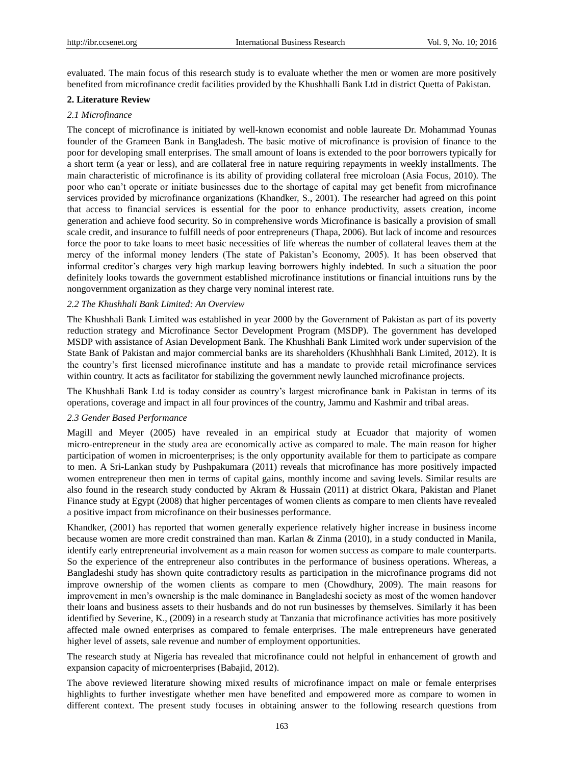evaluated. The main focus of this research study is to evaluate whether the men or women are more positively benefited from microfinance credit facilities provided by the Khushhalli Bank Ltd in district Quetta of Pakistan.

## 2. Literature Review

### *2.1 Microfinance*

The concept of microfinance is initiated by well-known economist and noble laureate Dr. Mohammad Younas founder of the Grameen Bank in Bangladesh. The basic motive of microfinance is provision of finance to the poor for developing small enterprises. The small amount of loans is extended to the poor borrowers typically for a short term (a year or less), and are collateral free in nature requiring repayments in weekly installments. The main characteristic of microfinance is its ability of providing collateral free microloan (Asia Focus, 2010). The poor who can't operate or initiate businesses due to the shortage of capital may get benefit from microfinance services provided by microfinance organizations (Khandker, S., 2001). The researcher had agreed on this point that access to financial services is essential for the poor to enhance productivity, assets creation, income generation and achieve food security. So in comprehensive words Microfinance is basically a provision of small scale credit, and insurance to fulfill needs of poor entrepreneurs (Thapa, 2006). But lack of income and resources force the poor to take loans to meet basic necessities of life whereas the number of collateral leaves them at the mercy of the informal money lenders (The state of Pakistan's Economy, 2005). It has been observed that informal creditor's charges very high markup leaving borrowers highly indebted. In such a situation the poor definitely looks towards the government established microfinance institutions or financial intuitions runs by the nongovernment organization as they charge very nominal interest rate.

### *2.2 The Khushhali Bank Limited: An Overview*

The Khushhali Bank Limited was established in year 2000 by the Government of Pakistan as part of its poverty reduction strategy and Microfinance Sector Development Program (MSDP). The government has developed MSDP with assistance of Asian Development Bank. The Khushhali Bank Limited work under supervision of the State Bank of Pakistan and major commercial banks are its shareholders (Khushhhali Bank Limited, 2012). It is the country's first licensed microfinance institute and has a mandate to provide retail microfinance services within country. It acts as facilitator for stabilizing the government newly launched microfinance projects.

The Khushhali Bank Ltd is today consider as country's largest microfinance bank in Pakistan in terms of its operations, coverage and impact in all four provinces of the country, Jammu and Kashmir and tribal areas.

### *2.3 Gender Based Performance*

Magill and Meyer (2005) have revealed in an empirical study at Ecuador that majority of women micro-entrepreneur in the study area are economically active as compared to male. The main reason for higher participation of women in microenterprises; is the only opportunity available for them to participate as compare to men. A Sri-Lankan study by Pushpakumara (2011) reveals that microfinance has more positively impacted women entrepreneur then men in terms of capital gains, monthly income and saving levels. Similar results are also found in the research study conducted by Akram & Hussain (2011) at district Okara, Pakistan and Planet Finance study at Egypt (2008) that higher percentages of women clients as compare to men clients have revealed a positive impact from microfinance on their businesses performance.

Khandker, (2001) has reported that women generally experience relatively higher increase in business income because women are more credit constrained than man. Karlan & Zinma (2010), in a study conducted in Manila, identify early entrepreneurial involvement as a main reason for women success as compare to male counterparts. So the experience of the entrepreneur also contributes in the performance of business operations. Whereas, a Bangladeshi study has shown quite contradictory results as participation in the microfinance programs did not improve ownership of the women clients as compare to men (Chowdhury, 2009). The main reasons for improvement in men's ownership is the male dominance in Bangladeshi society as most of the women handover their loans and business assets to their husbands and do not run businesses by themselves. Similarly it has been identified by Severine, K., (2009) in a research study at Tanzania that microfinance activities has more positively affected male owned enterprises as compared to female enterprises. The male entrepreneurs have generated higher level of assets, sale revenue and number of employment opportunities.

The research study at Nigeria has revealed that microfinance could not helpful in enhancement of growth and expansion capacity of microenterprises (Babajid, 2012).

The above reviewed literature showing mixed results of microfinance impact on male or female enterprises highlights to further investigate whether men have benefited and empowered more as compare to women in different context. The present study focuses in obtaining answer to the following research questions from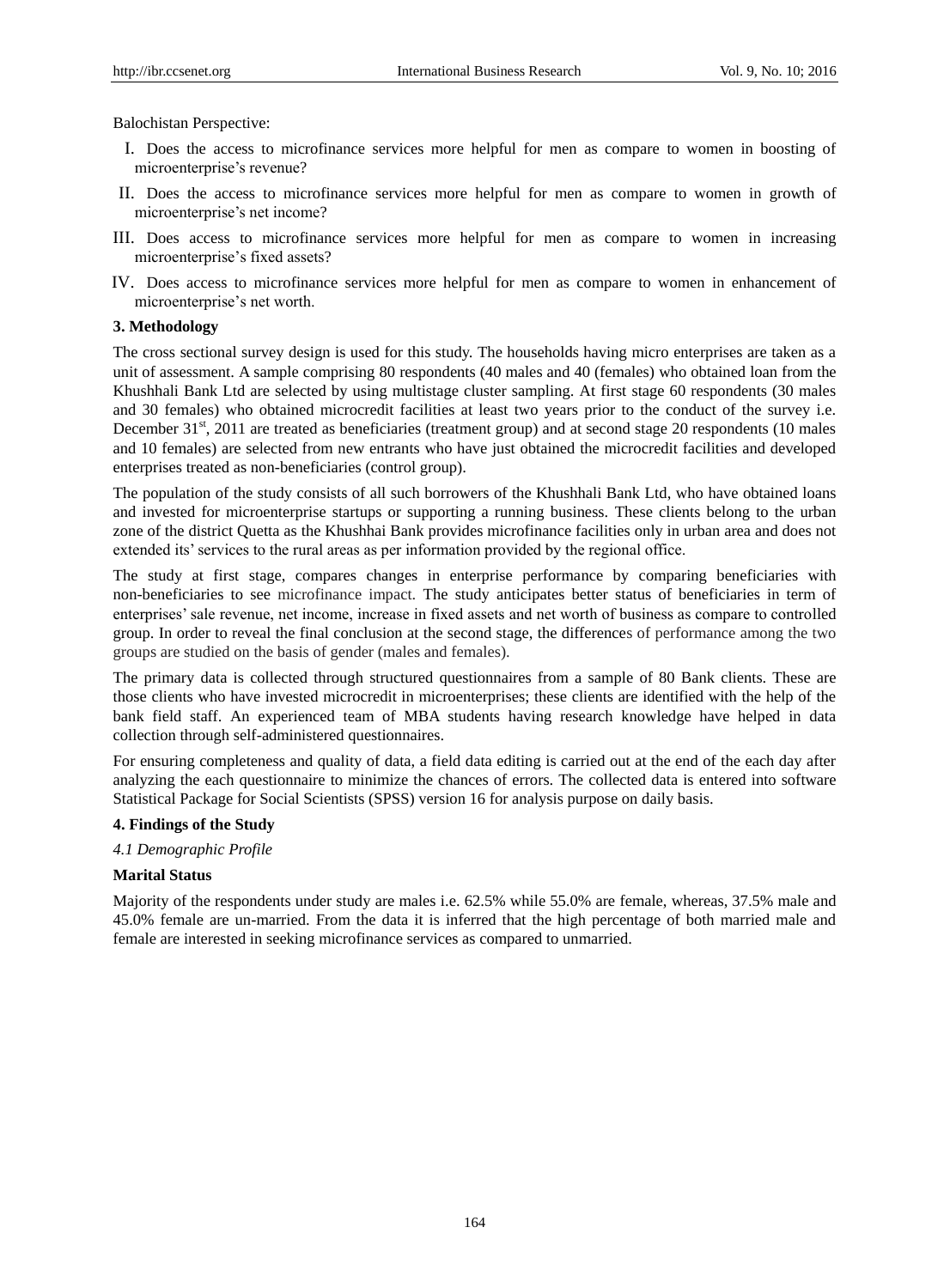Balochistan Perspective:

I. Does the access to microfinance services more helpful for men as compare to women in boosting of microenterprise's revenue?

II. Does the access to microfinance services more helpful for men as compare to women in growth of microenterprise's net income?

III. Does access to microfinance services more helpful for men as compare to women in increasing microenterprise's fixed assets?

IV. Does access to microfinance services more helpful for men as compare to women in enhancement of microenterprise's net worth.

## 3. Methodology

The cross sectional survey design is used for this study. The households having micro enterprises are taken as a unit of assessment. A sample comprising 80 respondents (40 males and 40 (females) who obtained loan from the Khushhali Bank Ltd are selected by using multistage cluster sampling. At first stage 60 respondents (30 males and 30 females) who obtained microcredit facilities at least two years prior to the conduct of the survey i.e. December 31st, 2011 are treated as beneficiaries (treatment group) and at second stage 20 respondents (10 males and 10 females) are selected from new entrants who have just obtained the microcredit facilities and developed enterprises treated as non-beneficiaries (control group).

The population of the study consists of all such borrowers of the Khushhali Bank Ltd, who have obtained loans and invested for microenterprise startups or supporting a running business. These clients belong to the urban zone of the district Quetta as the Khushhai Bank provides microfinance facilities only in urban area and does not extended its' services to the rural areas as per information provided by the regional office.

The study at first stage, compares changes in enterprise performance by comparing beneficiaries with non-beneficiaries to see microfinance impact. The study anticipates better status of beneficiaries in term of enterprises' sale revenue, net income, increase in fixed assets and net worth of business as compare to controlled group. In order to reveal the final conclusion at the second stage, the differences of performance among the two groups are studied on the basis of gender (males and females).

The primary data is collected through structured questionnaires from a sample of 80 Bank clients. These are those clients who have invested microcredit in microenterprises; these clients are identified with the help of the bank field staff. An experienced team of MBA students having research knowledge have helped in data collection through self-administered questionnaires.

For ensuring completeness and quality of data, a field data editing is carried out at the end of the each day after analyzing the each questionnaire to minimize the chances of errors. The collected data is entered into software Statistical Package for Social Scientists (SPSS) version 16 for analysis purpose on daily basis.

## 4. Findings of the Study

### *4.1 Demographic Profile*

**Marital Status**

Majority of the respondents under study are males i.e. 62.5% while 55.0% are female, whereas, 37.5% male and 45.0% female are un-married. From the data it is inferred that the high percentage of both married male and female are interested in seeking microfinance services as compared to unmarried.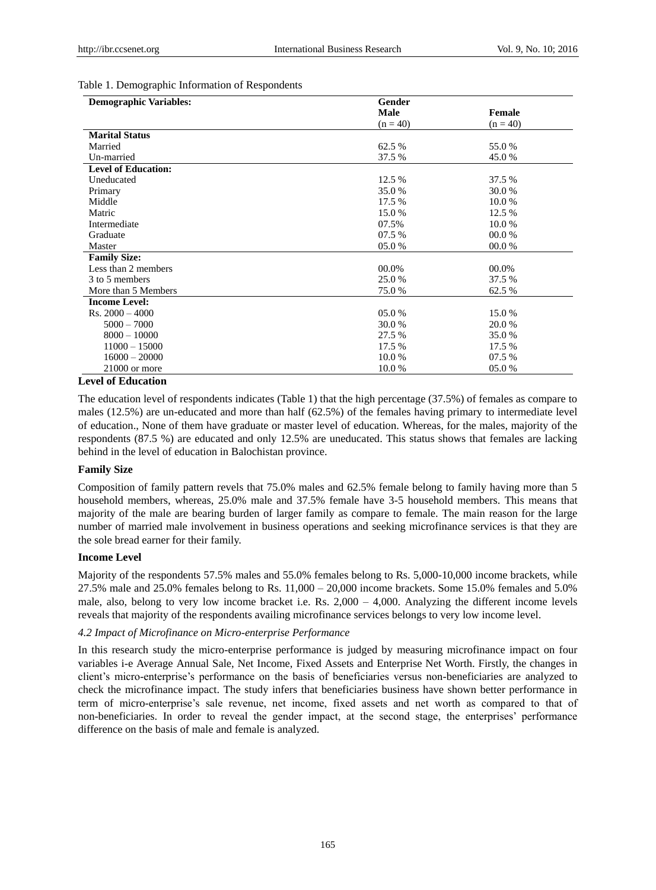Table 1. Demographic Information of Respondents

| Demographic Variables: | Gender | |
|---|---|---|
| | Male (n = 40) | Female (n = 40) |
| **Marital Status** | | |
| Married | 62.5 % | 55.0 % |
| Un-married | 37.5 % | 45.0 % |
| **Level of Education:** | | |
| Uneducated | 12.5 % | 37.5 % |
| Primary | 35.0 % | 30.0 % |
| Middle | 17.5 % | 10.0 % |
| Matric | 15.0 % | 12.5 % |
| Intermediate | 07.5% | 10.0 % |
| Graduate | 07.5 % | 00.0 % |
| Master | 05.0 % | 00.0 % |
| **Family Size:** | | |
| Less than 2 members | 00.0% | 00.0% |
| 3 to 5 members | 25.0 % | 37.5 % |
| More than 5 Members | 75.0 % | 62.5 % |
| **Income Level:** | | |
| Rs. 2000 – 4000 | 05.0 % | 15.0 % |
| 5000 – 7000 | 30.0 % | 20.0 % |
| 8000 – 10000 | 27.5 % | 35.0 % |
| 11000 – 15000 | 17.5 % | 17.5 % |
| 16000 – 20000 | 10.0 % | 07.5 % |
| 21000 or more | 10.0 % | 05.0 % |

**Level of Education**

The education level of respondents indicates (Table 1) that the high percentage (37.5%) of females as compare to males (12.5%) are un-educated and more than half (62.5%) of the females having primary to intermediate level of education., None of them have graduate or master level of education. Whereas, for the males, majority of the respondents (87.5 %) are educated and only 12.5% are uneducated. This status shows that females are lacking behind in the level of education in Balochistan province.

**Family Size**

Composition of family pattern revels that 75.0% males and 62.5% female belong to family having more than 5 household members, whereas, 25.0% male and 37.5% female have 3-5 household members. This means that majority of the male are bearing burden of larger family as compare to female. The main reason for the large number of married male involvement in business operations and seeking microfinance services is that they are the sole bread earner for their family.

**Income Level**

Majority of the respondents 57.5% males and 55.0% females belong to Rs. 5,000-10,000 income brackets, while 27.5% male and 25.0% females belong to Rs. 11,000 – 20,000 income brackets. Some 15.0% females and 5.0% male, also, belong to very low income bracket i.e. Rs. 2,000 – 4,000. Analyzing the different income levels reveals that majority of the respondents availing microfinance services belongs to very low income level.

*4.2 Impact of Microfinance on Micro-enterprise Performance*

In this research study the micro-enterprise performance is judged by measuring microfinance impact on four variables i-e Average Annual Sale, Net Income, Fixed Assets and Enterprise Net Worth. Firstly, the changes in client's micro-enterprise's performance on the basis of beneficiaries versus non-beneficiaries are analyzed to check the microfinance impact. The study infers that beneficiaries business have shown better performance in term of micro-enterprise's sale revenue, net income, fixed assets and net worth as compared to that of non-beneficiaries. In order to reveal the gender impact, at the second stage, the enterprises' performance difference on the basis of male and female is analyzed.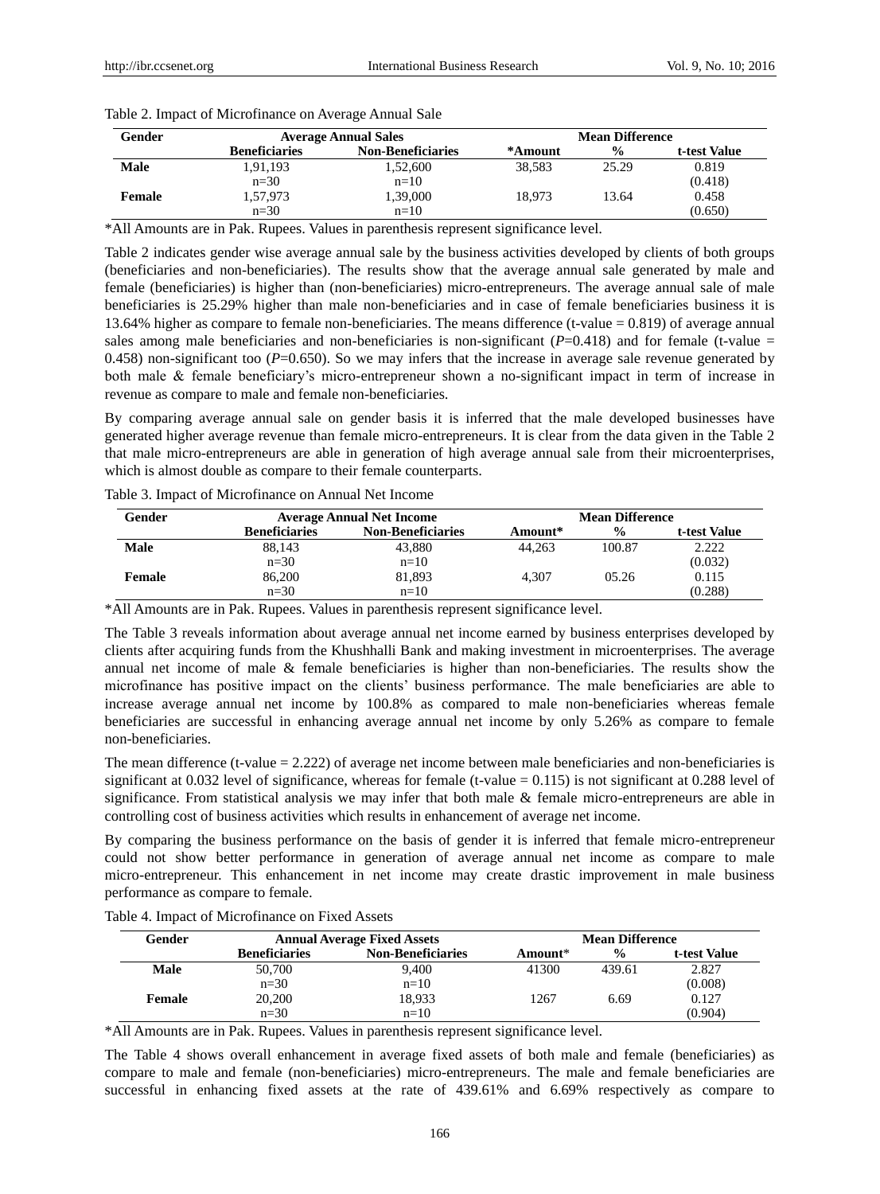Table 2. Impact of Microfinance on Average Annual Sale

| Gender | Average Annual Sales | | Mean Difference | | |
|---|---|---|---|---|---|
| | Beneficiaries | Non-Beneficiaries | *Amount | % | t-test Value |
| **Male** | 1,91,193 | 1,52,600 | 38,583 | 25.29 | 0.819 |
| | n=30 | n=10 | | | (0.418) |
| **Female** | 1,57,973 | 1,39,000 | 18,973 | 13.64 | 0.458 |
| | n=30 | n=10 | | | (0.650) |

*All Amounts are in Pak. Rupees. Values in parenthesis represent significance level.

Table 2 indicates gender wise average annual sale by the business activities developed by clients of both groups (beneficiaries and non-beneficiaries). The results show that the average annual sale generated by male and female (beneficiaries) is higher than (non-beneficiaries) micro-entrepreneurs. The average annual sale of male beneficiaries is 25.29% higher than male non-beneficiaries and in case of female beneficiaries business it is 13.64% higher as compare to female non-beneficiaries. The means difference (t-value = 0.819) of average annual sales among male beneficiaries and non-beneficiaries is non-significant (*P*=0.418) and for female (t-value = 0.458) non-significant too (*P*=0.650). So we may infers that the increase in average sale revenue generated by both male & female beneficiary's micro-entrepreneur shown a no-significant impact in term of increase in revenue as compare to male and female non-beneficiaries.

By comparing average annual sale on gender basis it is inferred that the male developed businesses have generated higher average revenue than female micro-entrepreneurs. It is clear from the data given in the Table 2 that male micro-entrepreneurs are able in generation of high average annual sale from their microenterprises, which is almost double as compare to their female counterparts.

Table 3. Impact of Microfinance on Annual Net Income

| Gender | Average Annual Net Income | | Mean Difference | | |
|---|---|---|---|---|---|
| | Beneficiaries | Non-Beneficiaries | Amount* | % | t-test Value |
| **Male** | 88,143 | 43,880 | 44,263 | 100.87 | 2.222 |
| | n=30 | n=10 | | | (0.032) |
| **Female** | 86,200 | 81,893 | 4,307 | 05.26 | 0.115 |
| | n=30 | n=10 | | | (0.288) |

*All Amounts are in Pak. Rupees. Values in parenthesis represent significance level.

The Table 3 reveals information about average annual net income earned by business enterprises developed by clients after acquiring funds from the Khushhalli Bank and making investment in microenterprises. The average annual net income of male & female beneficiaries is higher than non-beneficiaries. The results show the microfinance has positive impact on the clients' business performance. The male beneficiaries are able to increase average annual net income by 100.8% as compared to male non-beneficiaries whereas female beneficiaries are successful in enhancing average annual net income by only 5.26% as compare to female non-beneficiaries.

The mean difference (t-value = 2.222) of average net income between male beneficiaries and non-beneficiaries is significant at 0.032 level of significance, whereas for female (t-value = 0.115) is not significant at 0.288 level of significance. From statistical analysis we may infer that both male & female micro-entrepreneurs are able in controlling cost of business activities which results in enhancement of average net income.

By comparing the business performance on the basis of gender it is inferred that female micro-entrepreneur could not show better performance in generation of average annual net income as compare to male micro-entrepreneur. This enhancement in net income may create drastic improvement in male business performance as compare to female.

Table 4. Impact of Microfinance on Fixed Assets

| Gender | Annual Average Fixed Assets | | Mean Difference | | |
|---|---|---|---|---|---|
| | Beneficiaries | Non-Beneficiaries | Amount* | % | t-test Value |
| **Male** | 50,700 | 9,400 | 41300 | 439.61 | 2.827 |
| | n=30 | n=10 | | | (0.008) |
| **Female** | 20,200 | 18,933 | 1267 | 6.69 | 0.127 |
| | n=30 | n=10 | | | (0.904) |

*All Amounts are in Pak. Rupees. Values in parenthesis represent significance level.

The Table 4 shows overall enhancement in average fixed assets of both male and female (beneficiaries) as compare to male and female (non-beneficiaries) micro-entrepreneurs. The male and female beneficiaries are successful in enhancing fixed assets at the rate of 439.61% and 6.69% respectively as compare to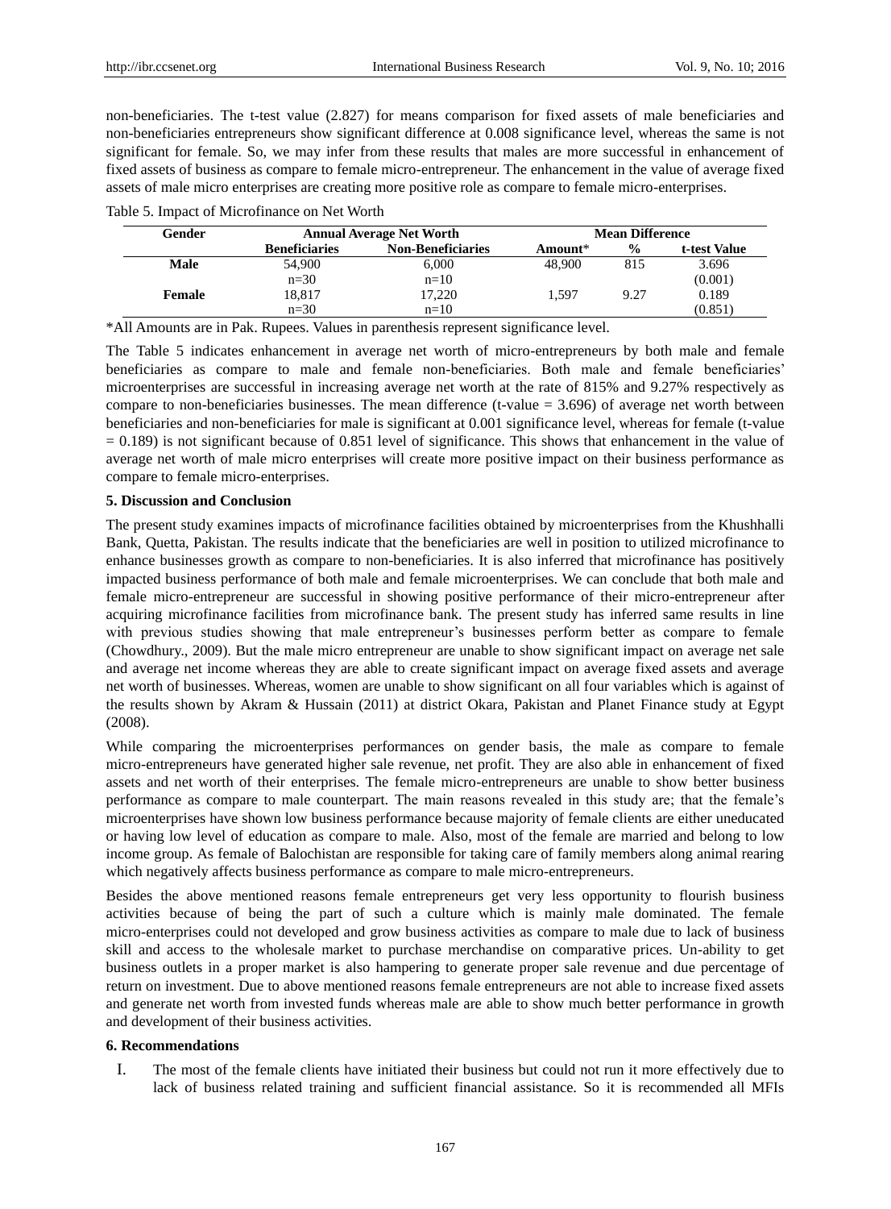non-beneficiaries. The t-test value (2.827) for means comparison for fixed assets of male beneficiaries and non-beneficiaries entrepreneurs show significant difference at 0.008 significance level, whereas the same is not significant for female. So, we may infer from these results that males are more successful in enhancement of fixed assets of business as compare to female micro-entrepreneur. The enhancement in the value of average fixed assets of male micro enterprises are creating more positive role as compare to female micro-enterprises.

Table 5. Impact of Microfinance on Net Worth

| Gender | Annual Average Net Worth | | Mean Difference | | |
|---|---|---|---|---|---|
| | **Beneficiaries** | **Non-Beneficiaries** | **Amount*** | **%** | **t-test Value** |
| **Male** | 54,900 | 6,000 | 48,900 | 815 | 3.696 |
| | n=30 | n=10 | | | (0.001) |
| **Female** | 18,817 | 17,220 | 1,597 | 9.27 | 0.189 |
| | n=30 | n=10 | | | (0.851) |

*All Amounts are in Pak. Rupees. Values in parenthesis represent significance level.

The Table 5 indicates enhancement in average net worth of micro-entrepreneurs by both male and female beneficiaries as compare to male and female non-beneficiaries. Both male and female beneficiaries' microenterprises are successful in increasing average net worth at the rate of 815% and 9.27% respectively as compare to non-beneficiaries businesses. The mean difference (t-value = 3.696) of average net worth between beneficiaries and non-beneficiaries for male is significant at 0.001 significance level, whereas for female (t-value = 0.189) is not significant because of 0.851 level of significance. This shows that enhancement in the value of average net worth of male micro enterprises will create more positive impact on their business performance as compare to female micro-enterprises.

## 5. Discussion and Conclusion

The present study examines impacts of microfinance facilities obtained by microenterprises from the Khushhalli Bank, Quetta, Pakistan. The results indicate that the beneficiaries are well in position to utilized microfinance to enhance businesses growth as compare to non-beneficiaries. It is also inferred that microfinance has positively impacted business performance of both male and female microenterprises. We can conclude that both male and female micro-entrepreneur are successful in showing positive performance of their micro-entrepreneur after acquiring microfinance facilities from microfinance bank. The present study has inferred same results in line with previous studies showing that male entrepreneur's businesses perform better as compare to female (Chowdhury., 2009). But the male micro entrepreneur are unable to show significant impact on average net sale and average net income whereas they are able to create significant impact on average fixed assets and average net worth of businesses. Whereas, women are unable to show significant on all four variables which is against of the results shown by Akram & Hussain (2011) at district Okara, Pakistan and Planet Finance study at Egypt (2008).

While comparing the microenterprises performances on gender basis, the male as compare to female micro-entrepreneurs have generated higher sale revenue, net profit. They are also able in enhancement of fixed assets and net worth of their enterprises. The female micro-entrepreneurs are unable to show better business performance as compare to male counterpart. The main reasons revealed in this study are; that the female's microenterprises have shown low business performance because majority of female clients are either uneducated or having low level of education as compare to male. Also, most of the female are married and belong to low income group. As female of Balochistan are responsible for taking care of family members along animal rearing which negatively affects business performance as compare to male micro-entrepreneurs.

Besides the above mentioned reasons female entrepreneurs get very less opportunity to flourish business activities because of being the part of such a culture which is mainly male dominated. The female micro-enterprises could not developed and grow business activities as compare to male due to lack of business skill and access to the wholesale market to purchase merchandise on comparative prices. Un-ability to get business outlets in a proper market is also hampering to generate proper sale revenue and due percentage of return on investment. Due to above mentioned reasons female entrepreneurs are not able to increase fixed assets and generate net worth from invested funds whereas male are able to show much better performance in growth and development of their business activities.

## 6. Recommendations

I. The most of the female clients have initiated their business but could not run it more effectively due to lack of business related training and sufficient financial assistance. So it is recommended all MFIs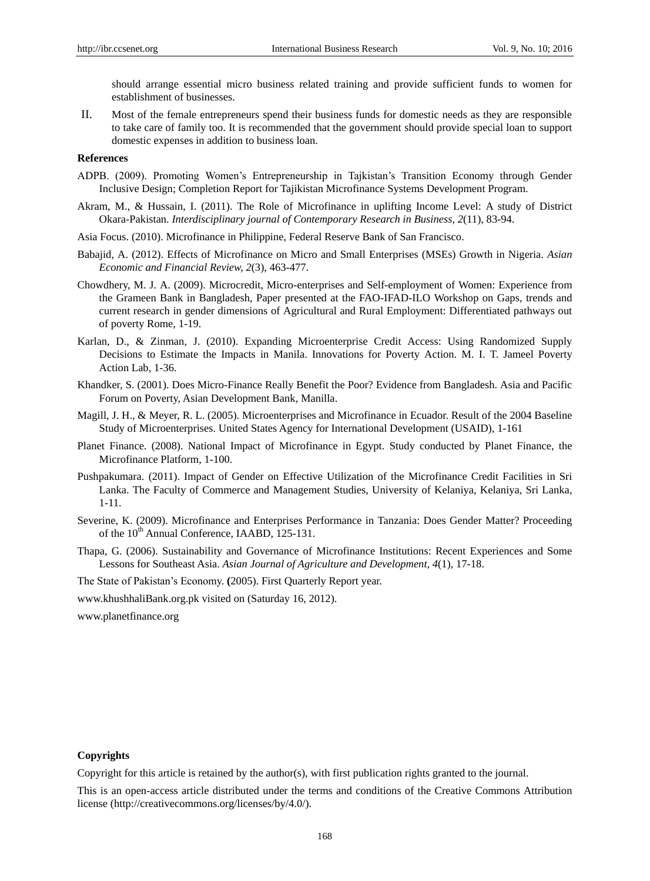should arrange essential micro business related training and provide sufficient funds to women for establishment of businesses.

II. Most of the female entrepreneurs spend their business funds for domestic needs as they are responsible to take care of family too. It is recommended that the government should provide special loan to support domestic expenses in addition to business loan.

## References

ADPB. (2009). Promoting Women's Entrepreneurship in Tajkistan's Transition Economy through Gender Inclusive Design; Completion Report for Tajikistan Microfinance Systems Development Program.

Akram, M., & Hussain, I. (2011). The Role of Microfinance in uplifting Income Level: A study of District Okara-Pakistan. *Interdisciplinary journal of Contemporary Research in Business, 2*(11), 83-94.

Asia Focus. (2010). Microfinance in Philippine, Federal Reserve Bank of San Francisco.

Babajid, A. (2012). Effects of Microfinance on Micro and Small Enterprises (MSEs) Growth in Nigeria. *Asian Economic and Financial Review, 2*(3), 463-477.

Chowdhery, M. J. A. (2009). Microcredit, Micro-enterprises and Self-employment of Women: Experience from the Grameen Bank in Bangladesh, Paper presented at the FAO-IFAD-ILO Workshop on Gaps, trends and current research in gender dimensions of Agricultural and Rural Employment: Differentiated pathways out of poverty Rome, 1-19.

Karlan, D., & Zinman, J. (2010). Expanding Microenterprise Credit Access: Using Randomized Supply Decisions to Estimate the Impacts in Manila. Innovations for Poverty Action. M. I. T. Jameel Poverty Action Lab, 1-36.

Khandker, S. (2001). Does Micro-Finance Really Benefit the Poor? Evidence from Bangladesh. Asia and Pacific Forum on Poverty, Asian Development Bank, Manilla.

Magill, J. H., & Meyer, R. L. (2005). Microenterprises and Microfinance in Ecuador. Result of the 2004 Baseline Study of Microenterprises. United States Agency for International Development (USAID), 1-161

Planet Finance. (2008). National Impact of Microfinance in Egypt. Study conducted by Planet Finance, the Microfinance Platform, 1-100.

Pushpakumara. (2011). Impact of Gender on Effective Utilization of the Microfinance Credit Facilities in Sri Lanka. The Faculty of Commerce and Management Studies, University of Kelaniya, Kelaniya, Sri Lanka, 1-11.

Severine, K. (2009). Microfinance and Enterprises Performance in Tanzania: Does Gender Matter? Proceeding of the 10th Annual Conference, IAABD, 125-131.

Thapa, G. (2006). Sustainability and Governance of Microfinance Institutions: Recent Experiences and Some Lessons for Southeast Asia. *Asian Journal of Agriculture and Development, 4*(1), 17-18.

The State of Pakistan's Economy. **(**2005). First Quarterly Report year.

www.khushhaliBank.org.pk visited on (Saturday 16, 2012).

www.planetfinance.org

## Copyrights

Copyright for this article is retained by the author(s), with first publication rights granted to the journal.

This is an open-access article distributed under the terms and conditions of the Creative Commons Attribution license (http://creativecommons.org/licenses/by/4.0/).